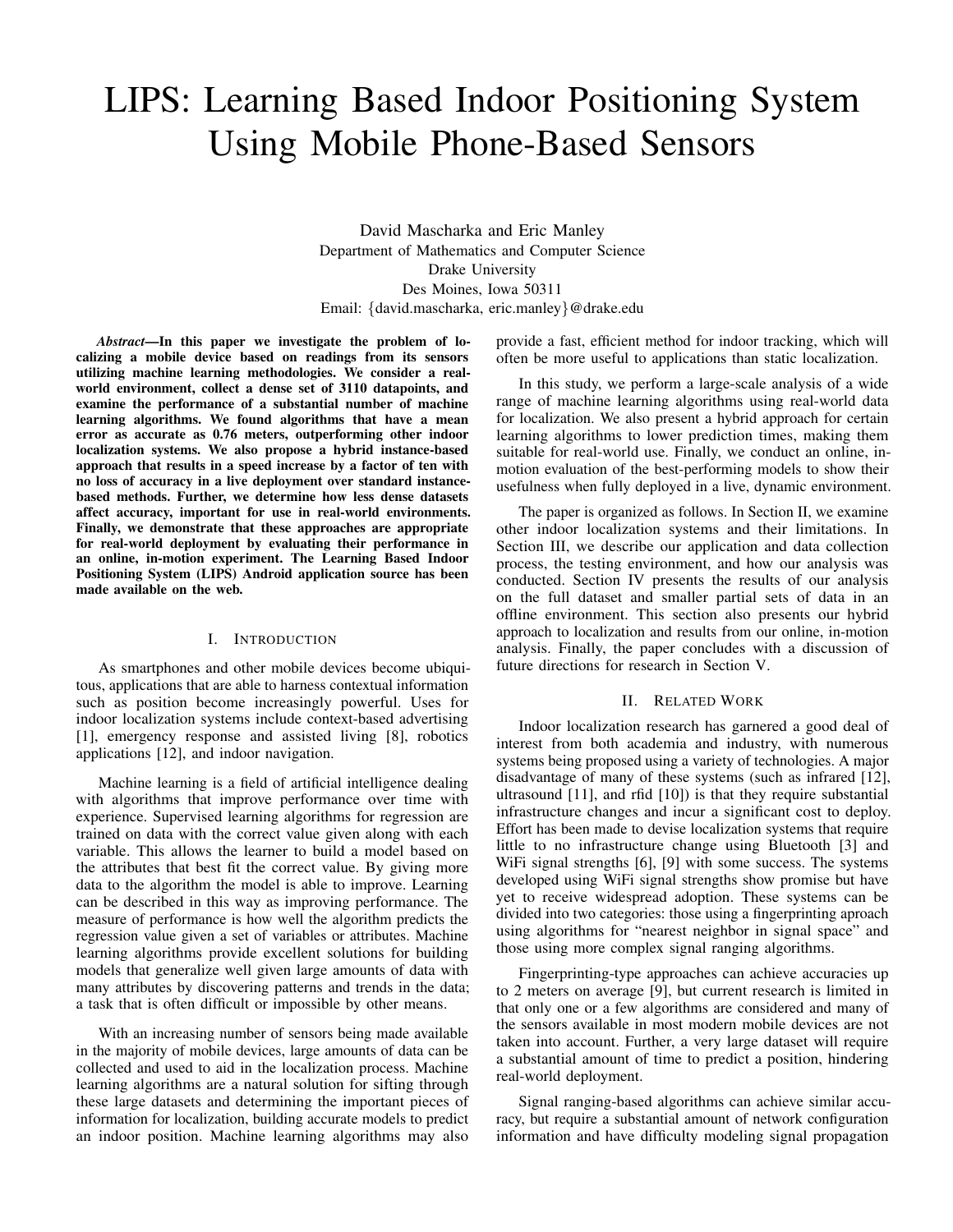# LIPS: Learning Based Indoor Positioning System Using Mobile Phone-Based Sensors

David Mascharka and Eric Manley
Department of Mathematics and Computer Science
Drake University
Des Moines, Iowa 50311
Email: {david.mascharka, eric.manley}@drake.edu

***Abstract*—In this paper we investigate the problem of localizing a mobile device based on readings from its sensors utilizing machine learning methodologies. We consider a real-world environment, collect a dense set of 3110 datapoints, and examine the performance of a substantial number of machine learning algorithms. We found algorithms that have a mean error as accurate as 0.76 meters, outperforming other indoor localization systems. We also propose a hybrid instance-based approach that results in a speed increase by a factor of ten with no loss of accuracy in a live deployment over standard instance-based methods. Further, we determine how less dense datasets affect accuracy, important for use in real-world environments. Finally, we demonstrate that these approaches are appropriate for real-world deployment by evaluating their performance in an online, in-motion experiment. The Learning Based Indoor Positioning System (LIPS) Android application source has been made available on the web.**

## I. Introduction

As smartphones and other mobile devices become ubiquitous, applications that are able to harness contextual information such as position become increasingly powerful. Uses for indoor localization systems include context-based advertising [1], emergency response and assisted living [8], robotics applications [12], and indoor navigation.

Machine learning is a field of artificial intelligence dealing with algorithms that improve performance over time with experience. Supervised learning algorithms for regression are trained on data with the correct value given along with each variable. This allows the learner to build a model based on the attributes that best fit the correct value. By giving more data to the algorithm the model is able to improve. Learning can be described in this way as improving performance. The measure of performance is how well the algorithm predicts the regression value given a set of variables or attributes. Machine learning algorithms provide excellent solutions for building models that generalize well given large amounts of data with many attributes by discovering patterns and trends in the data; a task that is often difficult or impossible by other means.

With an increasing number of sensors being made available in the majority of mobile devices, large amounts of data can be collected and used to aid in the localization process. Machine learning algorithms are a natural solution for sifting through these large datasets and determining the important pieces of information for localization, building accurate models to predict an indoor position. Machine learning algorithms may also provide a fast, efficient method for indoor tracking, which will often be more useful to applications than static localization.

In this study, we perform a large-scale analysis of a wide range of machine learning algorithms using real-world data for localization. We also present a hybrid approach for certain learning algorithms to lower prediction times, making them suitable for real-world use. Finally, we conduct an online, in-motion evaluation of the best-performing models to show their usefulness when fully deployed in a live, dynamic environment.

The paper is organized as follows. In Section II, we examine other indoor localization systems and their limitations. In Section III, we describe our application and data collection process, the testing environment, and how our analysis was conducted. Section IV presents the results of our analysis on the full dataset and smaller partial sets of data in an offline environment. This section also presents our hybrid approach to localization and results from our online, in-motion analysis. Finally, the paper concludes with a discussion of future directions for research in Section V.

## II. Related Work

Indoor localization research has garnered a good deal of interest from both academia and industry, with numerous systems being proposed using a variety of technologies. A major disadvantage of many of these systems (such as infrared [12], ultrasound [11], and rfid [10]) is that they require substantial infrastructure changes and incur a significant cost to deploy. Effort has been made to devise localization systems that require little to no infrastructure change using Bluetooth [3] and WiFi signal strengths [6], [9] with some success. The systems developed using WiFi signal strengths show promise but have yet to receive widespread adoption. These systems can be divided into two categories: those using a fingerprinting aproach using algorithms for "nearest neighbor in signal space" and those using more complex signal ranging algorithms.

Fingerprinting-type approaches can achieve accuracies up to 2 meters on average [9], but current research is limited in that only one or a few algorithms are considered and many of the sensors available in most modern mobile devices are not taken into account. Further, a very large dataset will require a substantial amount of time to predict a position, hindering real-world deployment.

Signal ranging-based algorithms can achieve similar accuracy, but require a substantial amount of network configuration information and have difficulty modeling signal propagation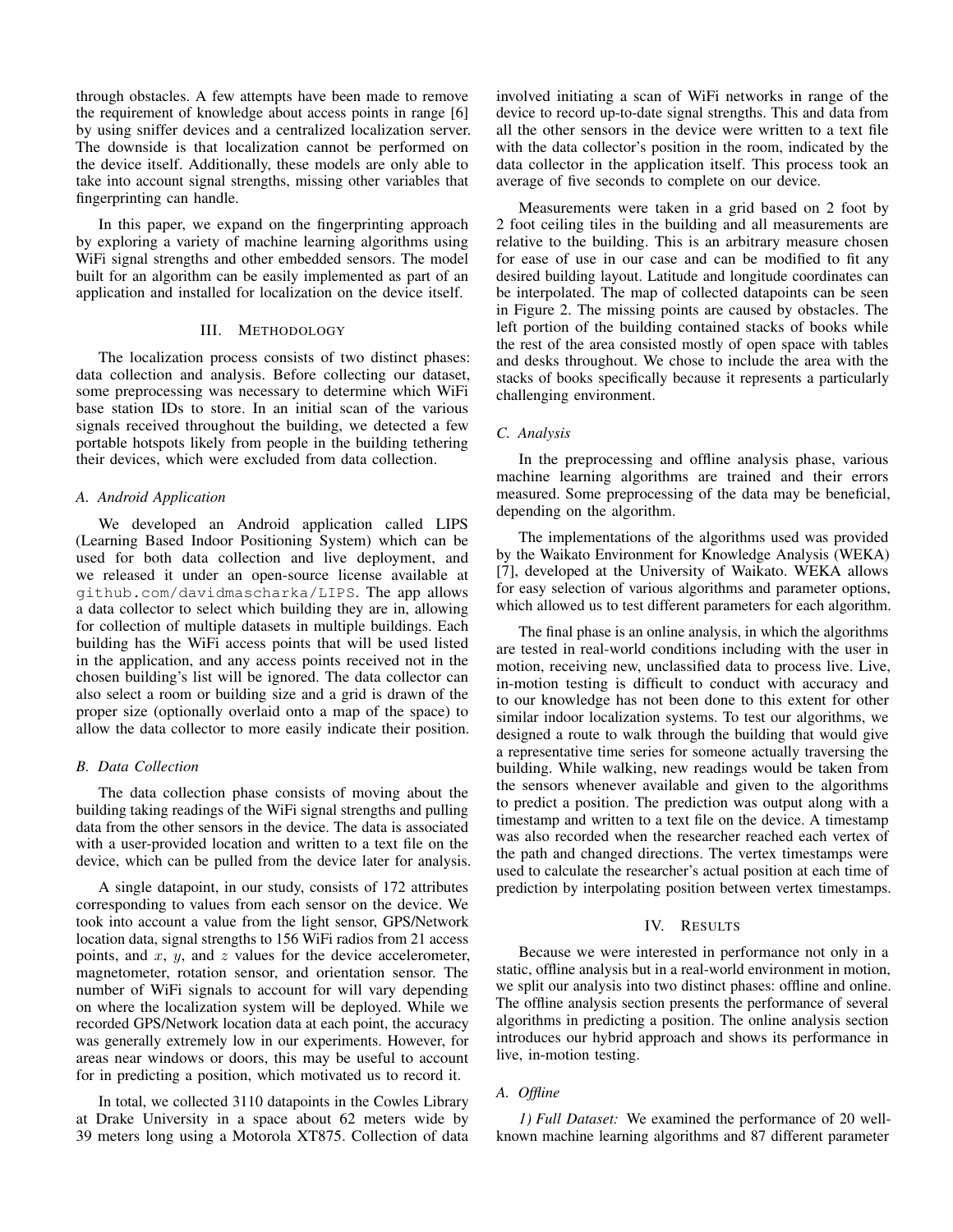through obstacles. A few attempts have been made to remove the requirement of knowledge about access points in range [6] by using sniffer devices and a centralized localization server. The downside is that localization cannot be performed on the device itself. Additionally, these models are only able to take into account signal strengths, missing other variables that fingerprinting can handle.

In this paper, we expand on the fingerprinting approach by exploring a variety of machine learning algorithms using WiFi signal strengths and other embedded sensors. The model built for an algorithm can be easily implemented as part of an application and installed for localization on the device itself.

## III. Methodology

The localization process consists of two distinct phases: data collection and analysis. Before collecting our dataset, some preprocessing was necessary to determine which WiFi base station IDs to store. In an initial scan of the various signals received throughout the building, we detected a few portable hotspots likely from people in the building tethering their devices, which were excluded from data collection.

### A. Android Application

We developed an Android application called LIPS (Learning Based Indoor Positioning System) which can be used for both data collection and live deployment, and we released it under an open-source license available at `github.com/davidmascharka/LIPS`. The app allows a data collector to select which building they are in, allowing for collection of multiple datasets in multiple buildings. Each building has the WiFi access points that will be used listed in the application, and any access points received not in the chosen building's list will be ignored. The data collector can also select a room or building size and a grid is drawn of the proper size (optionally overlaid onto a map of the space) to allow the data collector to more easily indicate their position.

### B. Data Collection

The data collection phase consists of moving about the building taking readings of the WiFi signal strengths and pulling data from the other sensors in the device. The data is associated with a user-provided location and written to a text file on the device, which can be pulled from the device later for analysis.

A single datapoint, in our study, consists of 172 attributes corresponding to values from each sensor on the device. We took into account a value from the light sensor, GPS/Network location data, signal strengths to 156 WiFi radios from 21 access points, and $x$, $y$, and $z$ values for the device accelerometer, magnetometer, rotation sensor, and orientation sensor. The number of WiFi signals to account for will vary depending on where the localization system will be deployed. While we recorded GPS/Network location data at each point, the accuracy was generally extremely low in our experiments. However, for areas near windows or doors, this may be useful to account for in predicting a position, which motivated us to record it.

In total, we collected 3110 datapoints in the Cowles Library at Drake University in a space about 62 meters wide by 39 meters long using a Motorola XT875. Collection of data involved initiating a scan of WiFi networks in range of the device to record up-to-date signal strengths. This and data from all the other sensors in the device were written to a text file with the data collector's position in the room, indicated by the data collector in the application itself. This process took an average of five seconds to complete on our device.

Measurements were taken in a grid based on 2 foot by 2 foot ceiling tiles in the building and all measurements are relative to the building. This is an arbitrary measure chosen for ease of use in our case and can be modified to fit any desired building layout. Latitude and longitude coordinates can be interpolated. The map of collected datapoints can be seen in Figure 2. The missing points are caused by obstacles. The left portion of the building contained stacks of books while the rest of the area consisted mostly of open space with tables and desks throughout. We chose to include the area with the stacks of books specifically because it represents a particularly challenging environment.

### C. Analysis

In the preprocessing and offline analysis phase, various machine learning algorithms are trained and their errors measured. Some preprocessing of the data may be beneficial, depending on the algorithm.

The implementations of the algorithms used was provided by the Waikato Environment for Knowledge Analysis (WEKA) [7], developed at the University of Waikato. WEKA allows for easy selection of various algorithms and parameter options, which allowed us to test different parameters for each algorithm.

The final phase is an online analysis, in which the algorithms are tested in real-world conditions including with the user in motion, receiving new, unclassified data to process live. Live, in-motion testing is difficult to conduct with accuracy and to our knowledge has not been done to this extent for other similar indoor localization systems. To test our algorithms, we designed a route to walk through the building that would give a representative time series for someone actually traversing the building. While walking, new readings would be taken from the sensors whenever available and given to the algorithms to predict a position. The prediction was output along with a timestamp and written to a text file on the device. A timestamp was also recorded when the researcher reached each vertex of the path and changed directions. The vertex timestamps were used to calculate the researcher's actual position at each time of prediction by interpolating position between vertex timestamps.

## IV. Results

Because we were interested in performance not only in a static, offline analysis but in a real-world environment in motion, we split our analysis into two distinct phases: offline and online. The offline analysis section presents the performance of several algorithms in predicting a position. The online analysis section introduces our hybrid approach and shows its performance in live, in-motion testing.

### A. Offline

*1) Full Dataset:* We examined the performance of 20 well-known machine learning algorithms and 87 different parameter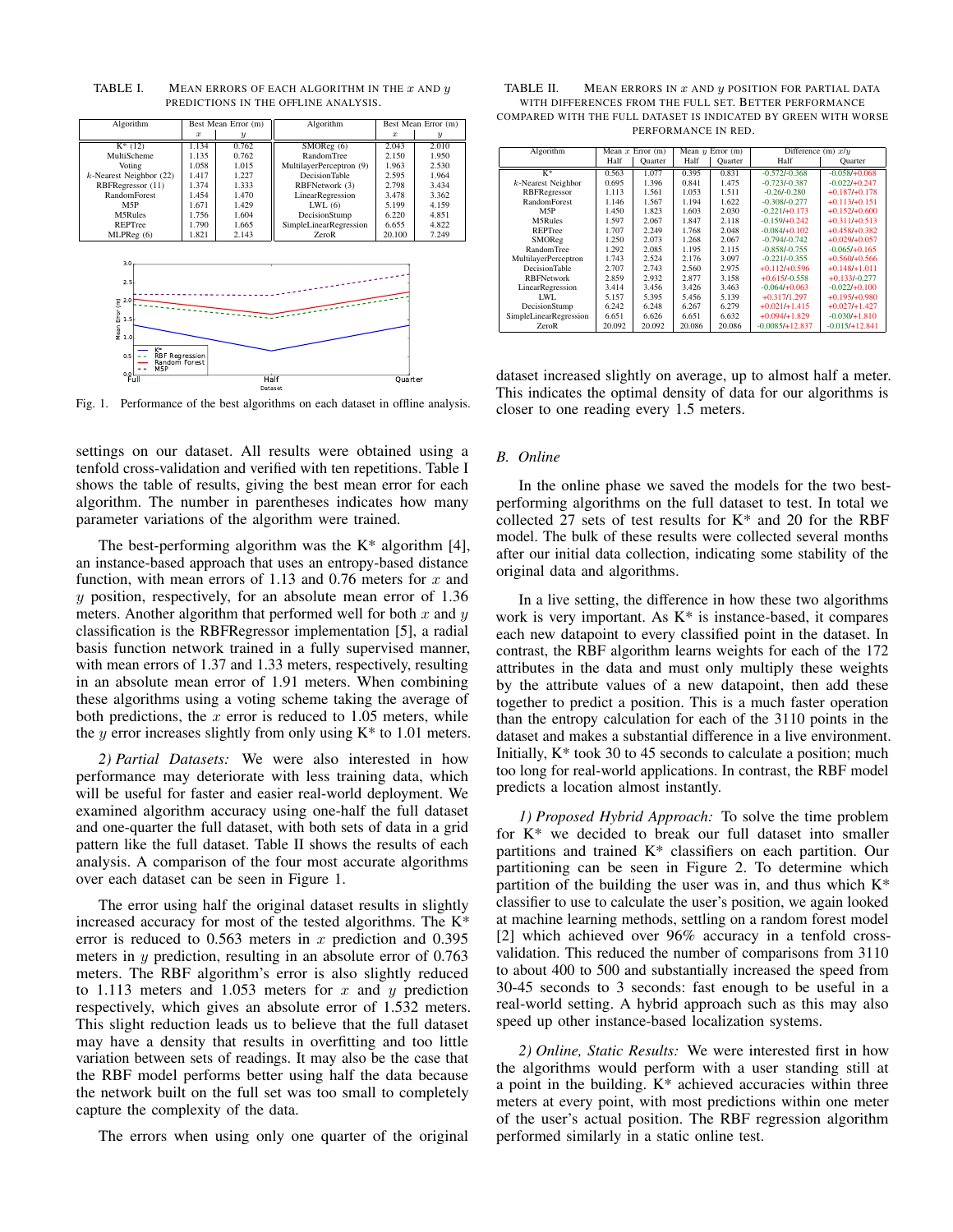TABLE I. MEAN ERRORS OF EACH ALGORITHM IN THE $x$ AND $y$ PREDICTIONS IN THE OFFLINE ANALYSIS.

| Algorithm | Best Mean Error (m) | | Algorithm | Best Mean Error (m) | |
|---|---|---|---|---|---|
| | $x$ | $y$ | | $x$ | $y$ |
| K* (12) | 1.134 | 0.762 | SMOReg (6) | 2.043 | 2.010 |
| MultiScheme | 1.135 | 0.762 | RandomTree | 2.150 | 1.950 |
| Voting | 1.058 | 1.015 | MultilayerPerceptron (9) | 1.963 | 2.530 |
| $k$-Nearest Neighbor (22) | 1.417 | 1.227 | DecisionTable | 2.595 | 1.964 |
| RBFRegressor (11) | 1.374 | 1.333 | RBFNetwork (3) | 2.798 | 3.434 |
| RandomForest | 1.454 | 1.470 | LinearRegression | 3.478 | 3.362 |
| M5P | 1.671 | 1.429 | LWL (6) | 5.199 | 4.159 |
| M5Rules | 1.756 | 1.604 | DecisionStump | 6.220 | 4.851 |
| REPTree | 1.790 | 1.665 | SimpleLinearRegression | 6.655 | 4.822 |
| MLPReg (6) | 1.821 | 2.143 | ZeroR | 20.100 | 7.249 |

Fig. 1. Performance of the best algorithms on each dataset in offline analysis.

settings on our dataset. All results were obtained using a tenfold cross-validation and verified with ten repetitions. Table I shows the table of results, giving the best mean error for each algorithm. The number in parentheses indicates how many parameter variations of the algorithm were trained.

The best-performing algorithm was the K* algorithm [4], an instance-based approach that uses an entropy-based distance function, with mean errors of 1.13 and 0.76 meters for $x$ and $y$ position, respectively, for an absolute mean error of 1.36 meters. Another algorithm that performed well for both $x$ and $y$ classification is the RBFRegressor implementation [5], a radial basis function network trained in a fully supervised manner, with mean errors of 1.37 and 1.33 meters, respectively, resulting in an absolute mean error of 1.91 meters. When combining these algorithms using a voting scheme taking the average of both predictions, the $x$ error is reduced to 1.05 meters, while the $y$ error increases slightly from only using K* to 1.01 meters.

*2) Partial Datasets:* We were also interested in how performance may deteriorate with less training data, which will be useful for faster and easier real-world deployment. We examined algorithm accuracy using one-half the full dataset and one-quarter the full dataset, with both sets of data in a grid pattern like the full dataset. Table II shows the results of each analysis. A comparison of the four most accurate algorithms over each dataset can be seen in Figure 1.

The error using half the original dataset results in slightly increased accuracy for most of the tested algorithms. The K* error is reduced to 0.563 meters in $x$ prediction and 0.395 meters in $y$ prediction, resulting in an absolute error of 0.763 meters. The RBF algorithm's error is also slightly reduced to 1.113 meters and 1.053 meters for $x$ and $y$ prediction respectively, which gives an absolute error of 1.532 meters. This slight reduction leads us to believe that the full dataset may have a density that results in overfitting and too little variation between sets of readings. It may also be the case that the RBF model performs better using half the data because the network built on the full set was too small to completely capture the complexity of the data.

The errors when using only one quarter of the original

TABLE II. MEAN ERRORS IN $x$ AND $y$ POSITION FOR PARTIAL DATA WITH DIFFERENCES FROM THE FULL SET. BETTER PERFORMANCE COMPARED WITH THE FULL DATASET IS INDICATED BY GREEN WITH WORSE PERFORMANCE IN RED.

| Algorithm | Mean $x$ Error (m) | | Mean $y$ Error (m) | | Difference (m) $x/y$ | |
|---|---|---|---|---|---|---|
| | Half | Quarter | Half | Quarter | Half | Quarter |
| K* | 0.563 | 1.077 | 0.395 | 0.831 | -0.572/-0.368 | -0.058/+0.068 |
| $k$-Nearest Neighbor | 0.695 | 1.396 | 0.841 | 1.475 | -0.723/-0.387 | -0.022/+0.247 |
| RBFRegressor | 1.113 | 1.561 | 1.053 | 1.511 | -0.26/-0.280 | +0.187/+0.178 |
| RandomForest | 1.146 | 1.567 | 1.194 | 1.622 | -0.308/-0.277 | +0.113/+0.151 |
| M5P | 1.450 | 1.823 | 1.603 | 2.030 | -0.221/+0.173 | +0.152/+0.600 |
| M5Rules | 1.597 | 2.067 | 1.847 | 2.118 | -0.159/+0.242 | +0.311/+0.513 |
| REPTree | 1.707 | 2.249 | 1.768 | 2.048 | -0.084/+0.102 | +0.458/+0.382 |
| SMOReg | 1.250 | 2.073 | 1.268 | 2.067 | -0.794/-0.742 | +0.029/+0.057 |
| RandomTree | 1.292 | 2.085 | 1.195 | 2.115 | -0.858/-0.755 | -0.065/+0.165 |
| MultilayerPerceptron | 1.743 | 2.524 | 2.176 | 3.097 | -0.221/-0.355 | +0.560/+0.566 |
| DecisionTable | 2.707 | 2.743 | 2.560 | 2.975 | +0.112/+0.596 | +0.148/+1.011 |
| RBFNetwork | 2.859 | 2.932 | 2.877 | 3.158 | +0.615/-0.558 | +0.133/-0.277 |
| LinearRegression | 3.414 | 3.456 | 3.426 | 3.463 | -0.064/+0.063 | -0.022/+0.100 |
| LWL | 5.157 | 5.395 | 5.456 | 5.139 | +0.317/1.297 | +0.195/+0.980 |
| DecisionStump | 6.242 | 6.248 | 6.267 | 6.279 | +0.021/+1.415 | +0.027/+1.427 |
| SimpleLinearRegression | 6.651 | 6.626 | 6.651 | 6.632 | +0.094/+1.829 | -0.030/+1.810 |
| ZeroR | 20.092 | 20.092 | 20.086 | 20.086 | -0.0085/+12.837 | -0.015/+12.841 |

dataset increased slightly on average, up to almost half a meter. This indicates the optimal density of data for our algorithms is closer to one reading every 1.5 meters.

## B. Online

In the online phase we saved the models for the two best-performing algorithms on the full dataset to test. In total we collected 27 sets of test results for K* and 20 for the RBF model. The bulk of these results were collected several months after our initial data collection, indicating some stability of the original data and algorithms.

In a live setting, the difference in how these two algorithms work is very important. As K* is instance-based, it compares each new datapoint to every classified point in the dataset. In contrast, the RBF algorithm learns weights for each of the 172 attributes in the data and must only multiply these weights by the attribute values of a new datapoint, then add these together to predict a position. This is a much faster operation than the entropy calculation for each of the 3110 points in the dataset and makes a substantial difference in a live environment. Initially, K* took 30 to 45 seconds to calculate a position; much too long for real-world applications. In contrast, the RBF model predicts a location almost instantly.

*1) Proposed Hybrid Approach:* To solve the time problem for K* we decided to break our full dataset into smaller partitions and trained K* classifiers on each partition. Our partitioning can be seen in Figure 2. To determine which partition of the building the user was in, and thus which K* classifier to use to calculate the user's position, we again looked at machine learning methods, settling on a random forest model [2] which achieved over 96% accuracy in a tenfold cross-validation. This reduced the number of comparisons from 3110 to about 400 to 500 and substantially increased the speed from 30-45 seconds to 3 seconds: fast enough to be useful in a real-world setting. A hybrid approach such as this may also speed up other instance-based localization systems.

*2) Online, Static Results:* We were interested first in how the algorithms would perform with a user standing still at a point in the building. K* achieved accuracies within three meters at every point, with most predictions within one meter of the user's actual position. The RBF regression algorithm performed similarly in a static online test.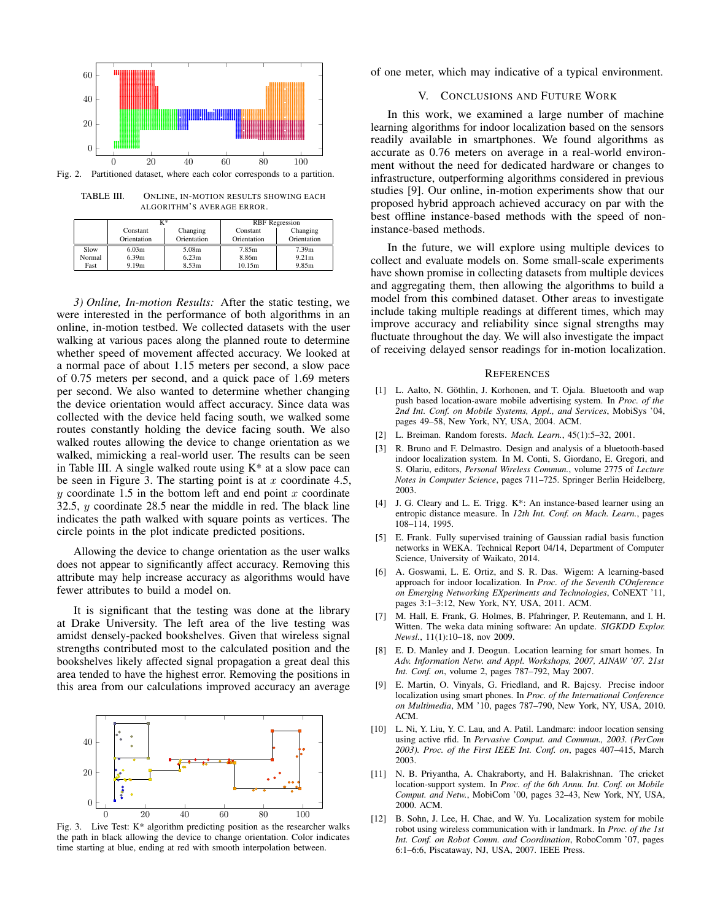60
40
20
0
0 20 40 60 80 100

Fig. 2. Partitioned dataset, where each color corresponds to a partition.

TABLE III. ONLINE, IN-MOTION RESULTS SHOWING EACH ALGORITHM'S AVERAGE ERROR.

| | K* | | RBF Regression | |
|---|---|---|---|---|
| | Constant Orientation | Changing Orientation | Constant Orientation | Changing Orientation |
| Slow | 6.03m | 5.08m | 7.85m | 7.39m |
| Normal | 6.39m | 6.23m | 8.86m | 9.21m |
| Fast | 9.19m | 8.53m | 10.15m | 9.85m |

*3) Online, In-motion Results:* After the static testing, we were interested in the performance of both algorithms in an online, in-motion testbed. We collected datasets with the user walking at various paces along the planned route to determine whether speed of movement affected accuracy. We looked at a normal pace of about 1.15 meters per second, a slow pace of 0.75 meters per second, and a quick pace of 1.69 meters per second. We also wanted to determine whether changing the device orientation would affect accuracy. Since data was collected with the device held facing south, we walked some routes constantly holding the device facing south. We also walked routes allowing the device to change orientation as we walked, mimicking a real-world user. The results can be seen in Table III. A single walked route using K* at a slow pace can be seen in Figure 3. The starting point is at $x$ coordinate 4.5, $y$ coordinate 1.5 in the bottom left and end point $x$ coordinate 32.5, $y$ coordinate 28.5 near the middle in red. The black line indicates the path walked with square points as vertices. The circle points in the plot indicate predicted positions.

Allowing the device to change orientation as the user walks does not appear to significantly affect accuracy. Removing this attribute may help increase accuracy as algorithms would have fewer attributes to build a model on.

It is significant that the testing was done at the library at Drake University. The left area of the live testing was amidst densely-packed bookshelves. Given that wireless signal strengths contributed most to the calculated position and the bookshelves likely affected signal propagation a great deal this area tended to have the highest error. Removing the positions in this area from our calculations improved accuracy an average of one meter, which may indicative of a typical environment.

40
20
0
0 20 40 60 80 100

Fig. 3. Live Test: K* algorithm predicting position as the researcher walks the path in black allowing the device to change orientation. Color indicates time starting at blue, ending at red with smooth interpolation between.

## V. Conclusions and Future Work

In this work, we examined a large number of machine learning algorithms for indoor localization based on the sensors readily available in smartphones. We found algorithms as accurate as 0.76 meters on average in a real-world environment without the need for dedicated hardware or changes to infrastructure, outperforming algorithms considered in previous studies [9]. Our online, in-motion experiments show that our proposed hybrid approach achieved accuracy on par with the best offline instance-based methods with the speed of non-instance-based methods.

In the future, we will explore using multiple devices to collect and evaluate models on. Some small-scale experiments have shown promise in collecting datasets from multiple devices and aggregating them, then allowing the algorithms to build a model from this combined dataset. Other areas to investigate include taking multiple readings at different times, which may improve accuracy and reliability since signal strengths may fluctuate throughout the day. We will also investigate the impact of receiving delayed sensor readings for in-motion localization.

## References

[1] L. Aalto, N. Göthlin, J. Korhonen, and T. Ojala. Bluetooth and wap push based location-aware mobile advertising system. In *Proc. of the 2nd Int. Conf. on Mobile Systems, Appl., and Services*, MobiSys '04, pages 49–58, New York, NY, USA, 2004. ACM.

[2] L. Breiman. Random forests. *Mach. Learn.*, 45(1):5–32, 2001.

[3] R. Bruno and F. Delmastro. Design and analysis of a bluetooth-based indoor localization system. In M. Conti, S. Giordano, E. Gregori, and S. Olariu, editors, *Personal Wireless Commun.*, volume 2775 of *Lecture Notes in Computer Science*, pages 711–725. Springer Berlin Heidelberg, 2003.

[4] J. G. Cleary and L. E. Trigg. K*: An instance-based learner using an entropic distance measure. In *12th Int. Conf. on Mach. Learn.*, pages 108–114, 1995.

[5] E. Frank. Fully supervised training of Gaussian radial basis function networks in WEKA. Technical Report 04/14, Department of Computer Science, University of Waikato, 2014.

[6] A. Goswami, L. E. Ortiz, and S. R. Das. Wigem: A learning-based approach for indoor localization. In *Proc. of the Seventh COnference on Emerging Networking EXperiments and Technologies*, CoNEXT '11, pages 3:1–3:12, New York, NY, USA, 2011. ACM.

[7] M. Hall, E. Frank, G. Holmes, B. Pfahringer, P. Reutemann, and I. H. Witten. The weka data mining software: An update. *SIGKDD Explor. Newsl.*, 11(1):10–18, nov 2009.

[8] E. D. Manley and J. Deogun. Location learning for smart homes. In *Adv. Information Netw. and Appl. Workshops, 2007, AINAW '07. 21st Int. Conf. on*, volume 2, pages 787–792, May 2007.

[9] E. Martin, O. Vinyals, G. Friedland, and R. Bajcsy. Precise indoor localization using smart phones. In *Proc. of the International Conference on Multimedia*, MM '10, pages 787–790, New York, NY, USA, 2010. ACM.

[10] L. Ni, Y. Liu, Y. C. Lau, and A. Patil. Landmarc: indoor location sensing using active rfid. In *Pervasive Comput. and Commun., 2003. (PerCom 2003). Proc. of the First IEEE Int. Conf. on*, pages 407–415, March 2003.

[11] N. B. Priyantha, A. Chakraborty, and H. Balakrishnan. The cricket location-support system. In *Proc. of the 6th Annu. Int. Conf. on Mobile Comput. and Netw.*, MobiCom '00, pages 32–43, New York, NY, USA, 2000. ACM.

[12] B. Sohn, J. Lee, H. Chae, and W. Yu. Localization system for mobile robot using wireless communication with ir landmark. In *Proc. of the 1st Int. Conf. on Robot Comm. and Coordination*, RoboComm '07, pages 6:1–6:6, Piscataway, NJ, USA, 2007. IEEE Press.